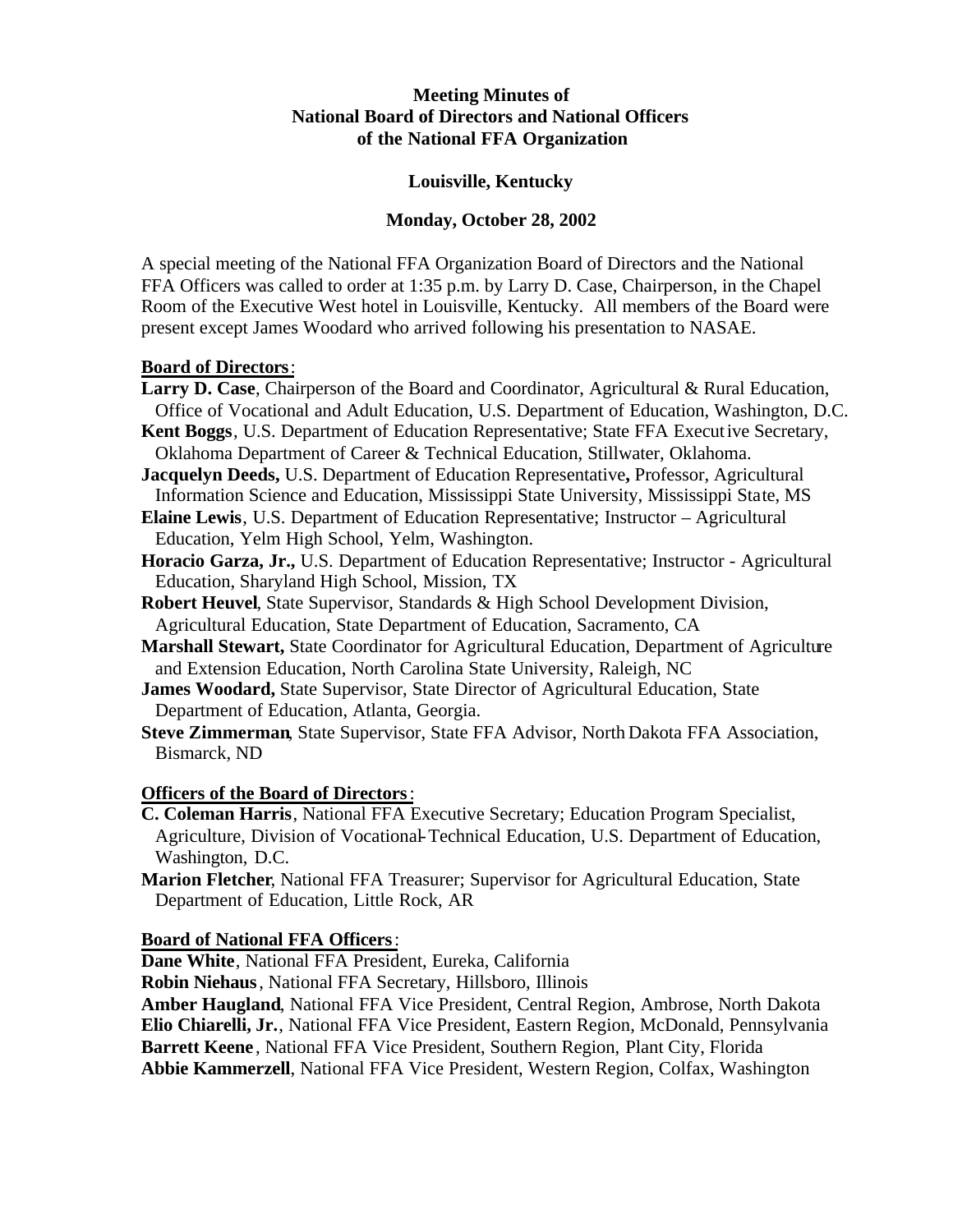**Meeting Minutes of**
**National Board of Directors and National Officers**
**of the National FFA Organization**

**Louisville, Kentucky**

**Monday, October 28, 2002**

A special meeting of the National FFA Organization Board of Directors and the National FFA Officers was called to order at 1:35 p.m. by Larry D. Case, Chairperson, in the Chapel Room of the Executive West hotel in Louisville, Kentucky. All members of the Board were present except James Woodard who arrived following his presentation to NASAE.

**Board of Directors**:

**Larry D. Case**, Chairperson of the Board and Coordinator, Agricultural & Rural Education, Office of Vocational and Adult Education, U.S. Department of Education, Washington, D.C.

**Kent Boggs**, U.S. Department of Education Representative; State FFA Executive Secretary, Oklahoma Department of Career & Technical Education, Stillwater, Oklahoma.

**Jacquelyn Deeds,** U.S. Department of Education Representative**,** Professor, Agricultural Information Science and Education, Mississippi State University, Mississippi State, MS

**Elaine Lewis**, U.S. Department of Education Representative; Instructor – Agricultural Education, Yelm High School, Yelm, Washington.

**Horacio Garza, Jr.,** U.S. Department of Education Representative; Instructor - Agricultural Education, Sharyland High School, Mission, TX

**Robert Heuvel**, State Supervisor, Standards & High School Development Division, Agricultural Education, State Department of Education, Sacramento, CA

**Marshall Stewart,** State Coordinator for Agricultural Education, Department of Agriculture and Extension Education, North Carolina State University, Raleigh, NC

**James Woodard,** State Supervisor, State Director of Agricultural Education, State Department of Education, Atlanta, Georgia.

**Steve Zimmerman**, State Supervisor, State FFA Advisor, North Dakota FFA Association, Bismarck, ND

**Officers of the Board of Directors**:

**C. Coleman Harris**, National FFA Executive Secretary; Education Program Specialist, Agriculture, Division of Vocational-Technical Education, U.S. Department of Education, Washington, D.C.

**Marion Fletcher**, National FFA Treasurer; Supervisor for Agricultural Education, State Department of Education, Little Rock, AR

**Board of National FFA Officers**:

**Dane White**, National FFA President, Eureka, California
**Robin Niehaus**, National FFA Secretary, Hillsboro, Illinois
**Amber Haugland**, National FFA Vice President, Central Region, Ambrose, North Dakota
**Elio Chiarelli, Jr.**, National FFA Vice President, Eastern Region, McDonald, Pennsylvania
**Barrett Keene**, National FFA Vice President, Southern Region, Plant City, Florida
**Abbie Kammerzell**, National FFA Vice President, Western Region, Colfax, Washington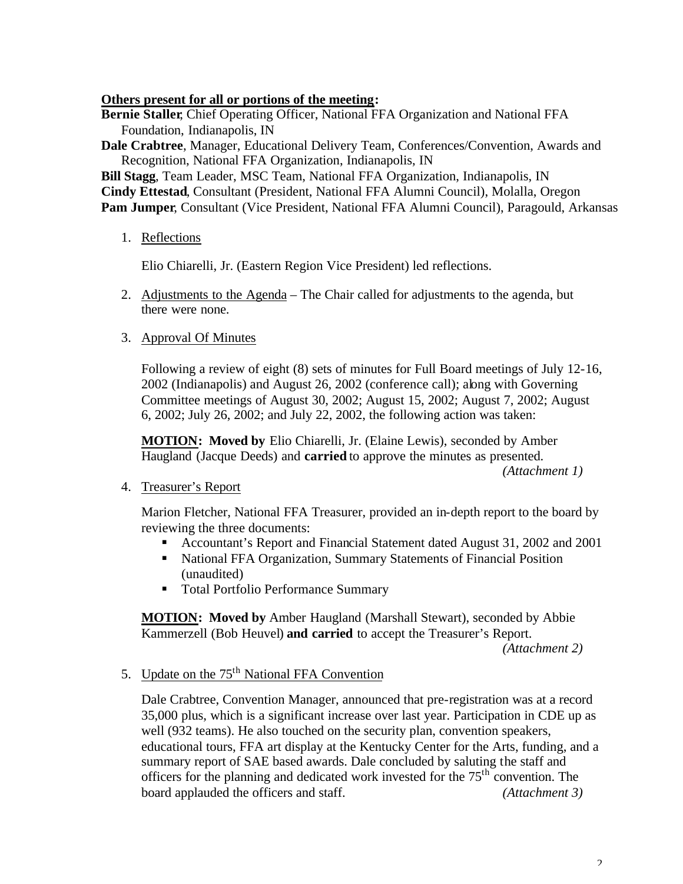**Others present for all or portions of the meeting:**

**Bernie Staller**, Chief Operating Officer, National FFA Organization and National FFA Foundation, Indianapolis, IN
**Dale Crabtree**, Manager, Educational Delivery Team, Conferences/Convention, Awards and Recognition, National FFA Organization, Indianapolis, IN
**Bill Stagg**, Team Leader, MSC Team, National FFA Organization, Indianapolis, IN
**Cindy Ettestad**, Consultant (President, National FFA Alumni Council), Molalla, Oregon
**Pam Jumper**, Consultant (Vice President, National FFA Alumni Council), Paragould, Arkansas

1. Reflections

   Elio Chiarelli, Jr. (Eastern Region Vice President) led reflections.

2. Adjustments to the Agenda – The Chair called for adjustments to the agenda, but there were none.

3. Approval Of Minutes

   Following a review of eight (8) sets of minutes for Full Board meetings of July 12-16, 2002 (Indianapolis) and August 26, 2002 (conference call); along with Governing Committee meetings of August 30, 2002; August 15, 2002; August 7, 2002; August 6, 2002; July 26, 2002; and July 22, 2002, the following action was taken:

   **MOTION: Moved by** Elio Chiarelli, Jr. (Elaine Lewis), seconded by Amber Haugland (Jacque Deeds) and **carried** to approve the minutes as presented.
   *(Attachment 1)*

4. Treasurer's Report

   Marion Fletcher, National FFA Treasurer, provided an in-depth report to the board by reviewing the three documents:
   - Accountant's Report and Financial Statement dated August 31, 2002 and 2001
   - National FFA Organization, Summary Statements of Financial Position (unaudited)
   - Total Portfolio Performance Summary

   **MOTION: Moved by** Amber Haugland (Marshall Stewart), seconded by Abbie Kammerzell (Bob Heuvel) **and carried** to accept the Treasurer's Report.
   *(Attachment 2)*

5. Update on the 75th National FFA Convention

   Dale Crabtree, Convention Manager, announced that pre-registration was at a record 35,000 plus, which is a significant increase over last year. Participation in CDE up as well (932 teams). He also touched on the security plan, convention speakers, educational tours, FFA art display at the Kentucky Center for the Arts, funding, and a summary report of SAE based awards. Dale concluded by saluting the staff and officers for the planning and dedicated work invested for the 75th convention. The board applauded the officers and staff. *(Attachment 3)*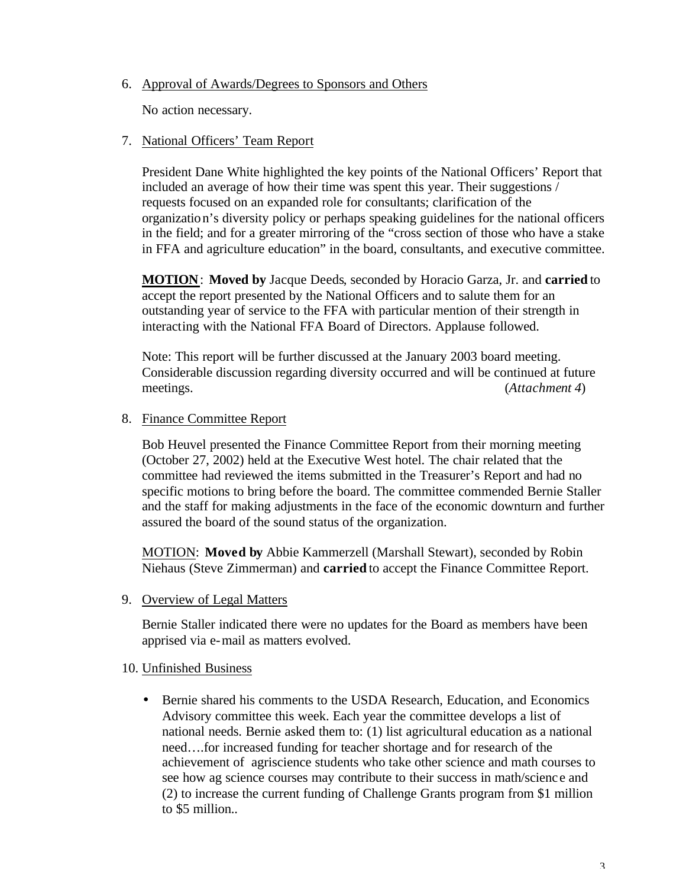6. Approval of Awards/Degrees to Sponsors and Others

   No action necessary.

7. National Officers' Team Report

   President Dane White highlighted the key points of the National Officers' Report that included an average of how their time was spent this year. Their suggestions / requests focused on an expanded role for consultants; clarification of the organization's diversity policy or perhaps speaking guidelines for the national officers in the field; and for a greater mirroring of the "cross section of those who have a stake in FFA and agriculture education" in the board, consultants, and executive committee.

   **MOTION**: **Moved by** Jacque Deeds, seconded by Horacio Garza, Jr. and **carried** to accept the report presented by the National Officers and to salute them for an outstanding year of service to the FFA with particular mention of their strength in interacting with the National FFA Board of Directors. Applause followed.

   Note: This report will be further discussed at the January 2003 board meeting. Considerable discussion regarding diversity occurred and will be continued at future meetings. (*Attachment 4*)

8. Finance Committee Report

   Bob Heuvel presented the Finance Committee Report from their morning meeting (October 27, 2002) held at the Executive West hotel. The chair related that the committee had reviewed the items submitted in the Treasurer's Report and had no specific motions to bring before the board. The committee commended Bernie Staller and the staff for making adjustments in the face of the economic downturn and further assured the board of the sound status of the organization.

   MOTION: **Moved by** Abbie Kammerzell (Marshall Stewart), seconded by Robin Niehaus (Steve Zimmerman) and **carried** to accept the Finance Committee Report.

9. Overview of Legal Matters

   Bernie Staller indicated there were no updates for the Board as members have been apprised via e-mail as matters evolved.

10. Unfinished Business

   - Bernie shared his comments to the USDA Research, Education, and Economics Advisory committee this week. Each year the committee develops a list of national needs. Bernie asked them to: (1) list agricultural education as a national need….for increased funding for teacher shortage and for research of the achievement of agriscience students who take other science and math courses to see how ag science courses may contribute to their success in math/science and (2) to increase the current funding of Challenge Grants program from $1 million to $5 million..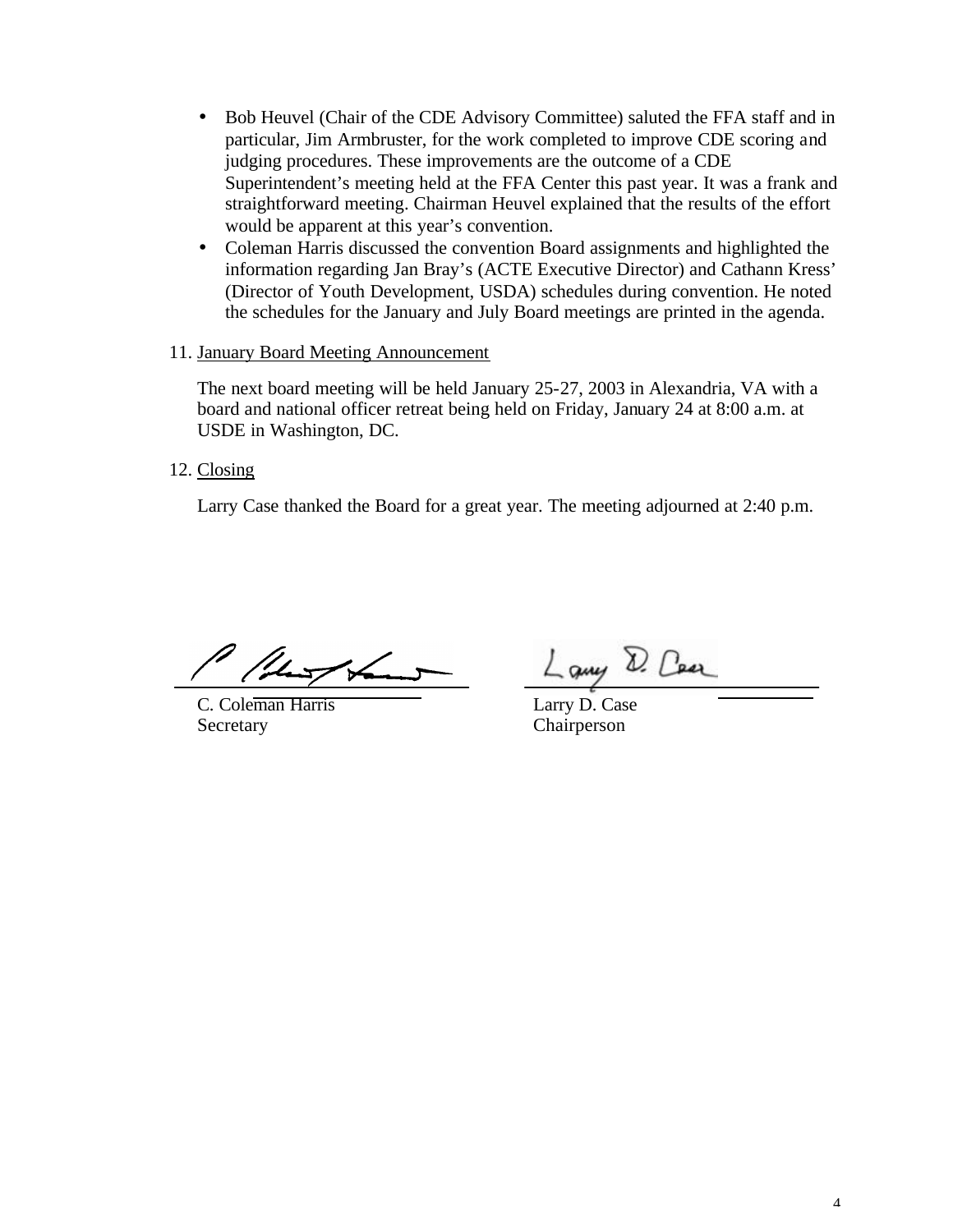- Bob Heuvel (Chair of the CDE Advisory Committee) saluted the FFA staff and in particular, Jim Armbruster, for the work completed to improve CDE scoring and judging procedures. These improvements are the outcome of a CDE Superintendent's meeting held at the FFA Center this past year. It was a frank and straightforward meeting. Chairman Heuvel explained that the results of the effort would be apparent at this year's convention.
- Coleman Harris discussed the convention Board assignments and highlighted the information regarding Jan Bray's (ACTE Executive Director) and Cathann Kress' (Director of Youth Development, USDA) schedules during convention. He noted the schedules for the January and July Board meetings are printed in the agenda.

11. <u>January Board Meeting Announcement</u>

The next board meeting will be held January 25-27, 2003 in Alexandria, VA with a board and national officer retreat being held on Friday, January 24 at 8:00 a.m. at USDE in Washington, DC.

12. <u>Closing</u>

Larry Case thanked the Board for a great year. The meeting adjourned at 2:40 p.m.

C. Coleman Harris
Secretary

Larry D. Case
Chairperson